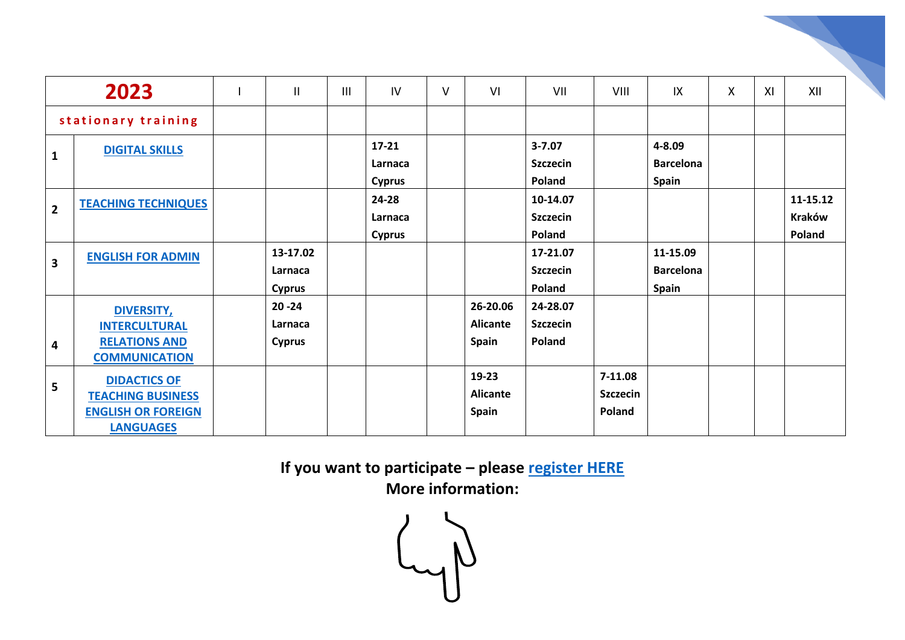| 2023 | | I | II | III | IV | V | VI | VII | VIII | IX | X | XI | XII |
|---|---|---|---|---|---|---|---|---|---|---|---|---|---|
| stationary training | | | | | | | | | | | | | |
| 1 | DIGITAL SKILLS | | | | 17-21 Larnaca Cyprus | | | 3-7.07 Szczecin Poland | | 4-8.09 Barcelona Spain | | | |
| 2 | TEACHING TECHNIQUES | | | | 24-28 Larnaca Cyprus | | | 10-14.07 Szczecin Poland | | | | | 11-15.12 Kraków Poland |
| 3 | ENGLISH FOR ADMIN | | 13-17.02 Larnaca Cyprus | | | | | 17-21.07 Szczecin Poland | | 11-15.09 Barcelona Spain | | | |
| 4 | DIVERSITY, INTERCULTURAL RELATIONS AND COMMUNICATION | | 20 -24 Larnaca Cyprus | | | | 26-20.06 Alicante Spain | 24-28.07 Szczecin Poland | | | | | |
| 5 | DIDACTICS OF TEACHING BUSINESS ENGLISH OR FOREIGN LANGUAGES | | | | | | 19-23 Alicante Spain | | 7-11.08 Szczecin Poland | | | | |

**If you want to participate – please register HERE**
**More information:**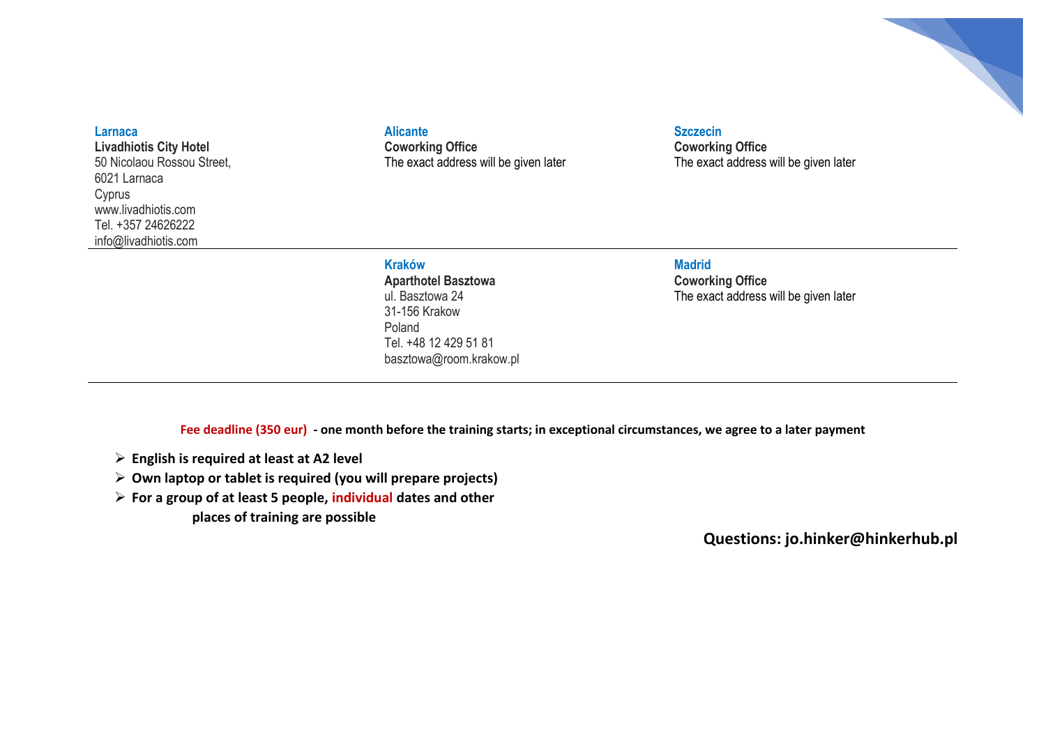**Larnaca**
**Livadhiotis City Hotel**
50 Nicolaou Rossou Street,
6021 Larnaca
Cyprus
www.livadhiotis.com
Tel. +357 24626222
info@livadhiotis.com

**Alicante**
**Coworking Office**
The exact address will be given later

**Szczecin**
**Coworking Office**
The exact address will be given later

**Kraków**
**Aparthotel Basztowa**
ul. Basztowa 24
31-156 Krakow
Poland
Tel. +48 12 429 51 81
basztowa@room.krakow.pl

**Madrid**
**Coworking Office**
The exact address will be given later

**Fee deadline (350 eur) - one month before the training starts; in exceptional circumstances, we agree to a later payment**

- **English is required at least at A2 level**
- **Own laptop or tablet is required (you will prepare projects)**
- **For a group of at least 5 people, individual dates and other places of training are possible**

**Questions: jo.hinker@hinkerhub.pl**